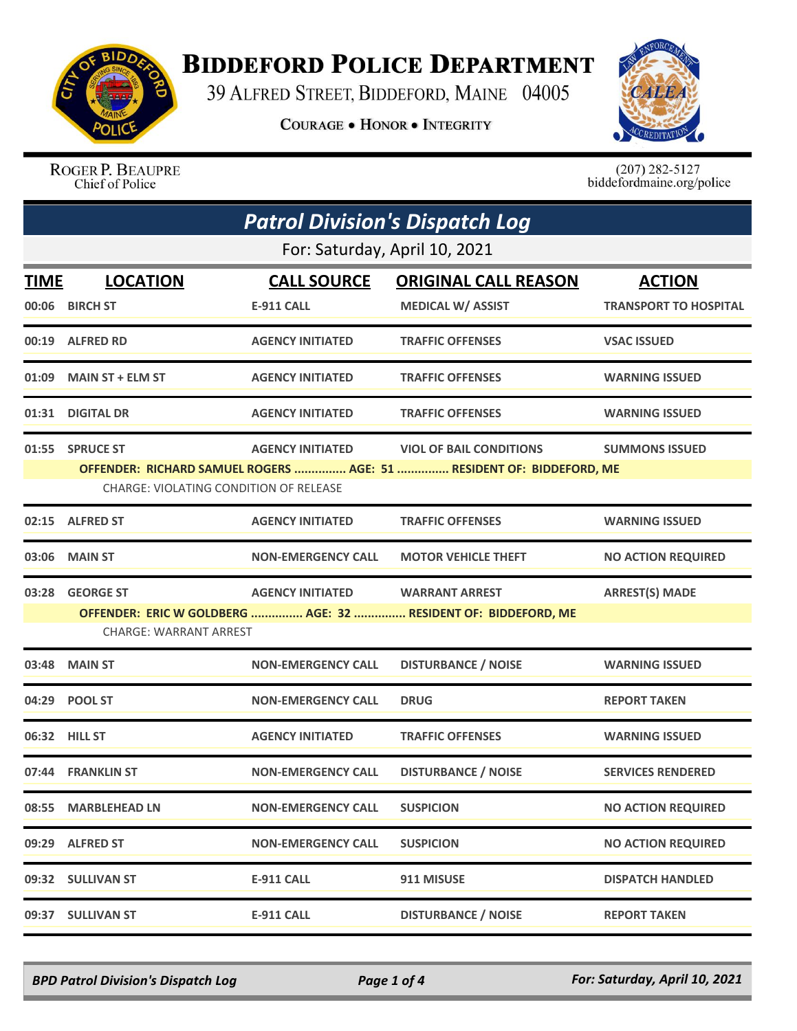# Biddeford Police Department

39 Alfred Street, Biddeford, Maine 04005

**Courage • Honor • Integrity**

Roger P. Beaupre
Chief of Police

(207) 282-5127
biddefordmaine.org/police

## Patrol Division's Dispatch Log

For: Saturday, April 10, 2021

| TIME | LOCATION | CALL SOURCE | ORIGINAL CALL REASON | ACTION |
|---|---|---|---|---|
| 00:06 | BIRCH ST | E-911 CALL | MEDICAL W/ ASSIST | TRANSPORT TO HOSPITAL |
| 00:19 | ALFRED RD | AGENCY INITIATED | TRAFFIC OFFENSES | VSAC ISSUED |
| 01:09 | MAIN ST + ELM ST | AGENCY INITIATED | TRAFFIC OFFENSES | WARNING ISSUED |
| 01:31 | DIGITAL DR | AGENCY INITIATED | TRAFFIC OFFENSES | WARNING ISSUED |
| 01:55 | SPRUCE ST | AGENCY INITIATED | VIOL OF BAIL CONDITIONS | SUMMONS ISSUED |
| | OFFENDER: RICHARD SAMUEL ROGERS ............... AGE: 51 ............... RESIDENT OF: BIDDEFORD, ME | | | |
| | CHARGE: VIOLATING CONDITION OF RELEASE | | | |
| 02:15 | ALFRED ST | AGENCY INITIATED | TRAFFIC OFFENSES | WARNING ISSUED |
| 03:06 | MAIN ST | NON-EMERGENCY CALL | MOTOR VEHICLE THEFT | NO ACTION REQUIRED |
| 03:28 | GEORGE ST | AGENCY INITIATED | WARRANT ARREST | ARREST(S) MADE |
| | OFFENDER: ERIC W GOLDBERG ............... AGE: 32 ............... RESIDENT OF: BIDDEFORD, ME | | | |
| | CHARGE: WARRANT ARREST | | | |
| 03:48 | MAIN ST | NON-EMERGENCY CALL | DISTURBANCE / NOISE | WARNING ISSUED |
| 04:29 | POOL ST | NON-EMERGENCY CALL | DRUG | REPORT TAKEN |
| 06:32 | HILL ST | AGENCY INITIATED | TRAFFIC OFFENSES | WARNING ISSUED |
| 07:44 | FRANKLIN ST | NON-EMERGENCY CALL | DISTURBANCE / NOISE | SERVICES RENDERED |
| 08:55 | MARBLEHEAD LN | NON-EMERGENCY CALL | SUSPICION | NO ACTION REQUIRED |
| 09:29 | ALFRED ST | NON-EMERGENCY CALL | SUSPICION | NO ACTION REQUIRED |
| 09:32 | SULLIVAN ST | E-911 CALL | 911 MISUSE | DISPATCH HANDLED |
| 09:37 | SULLIVAN ST | E-911 CALL | DISTURBANCE / NOISE | REPORT TAKEN |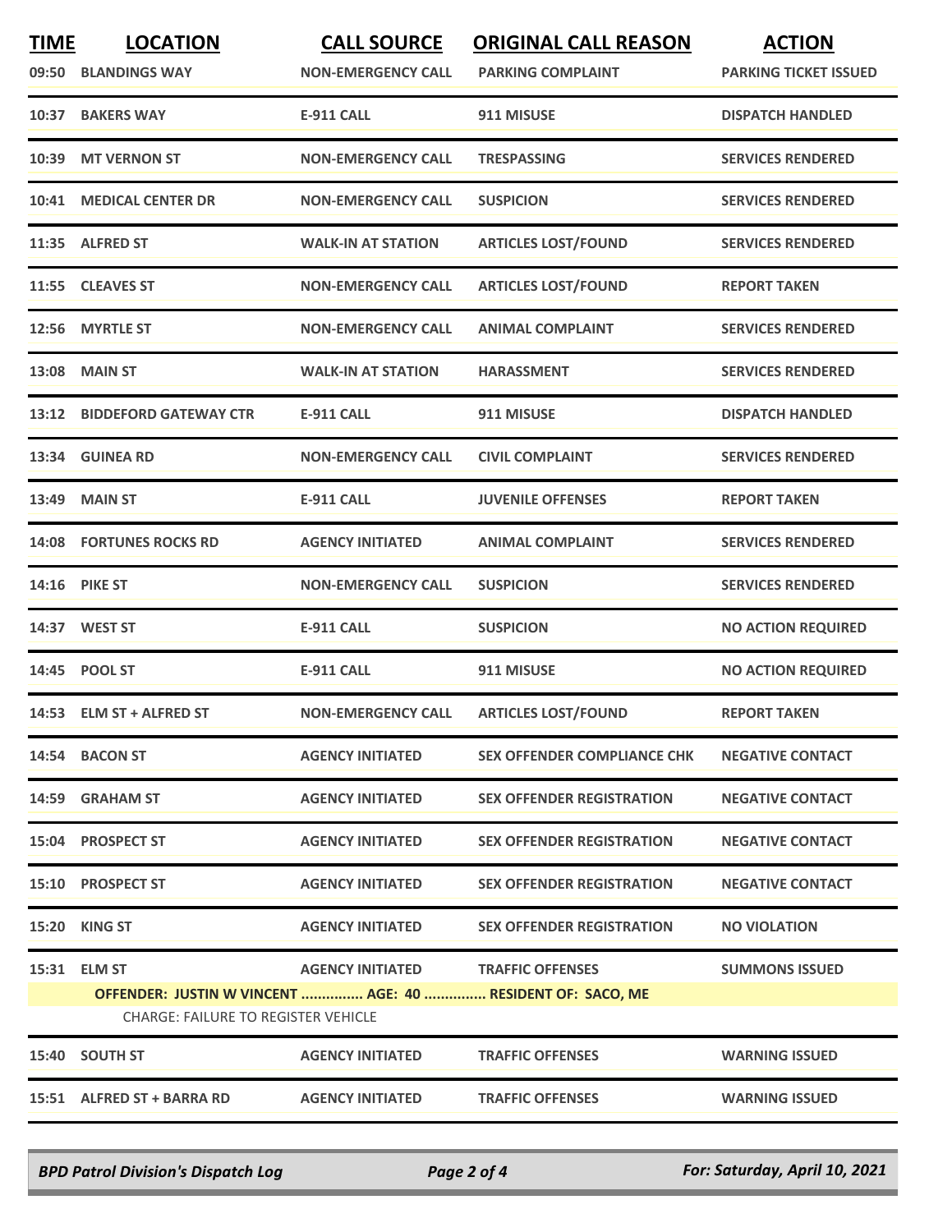| TIME | LOCATION | CALL SOURCE | ORIGINAL CALL REASON | ACTION |
|---|---|---|---|---|
| 09:50 | BLANDINGS WAY | NON-EMERGENCY CALL | PARKING COMPLAINT | PARKING TICKET ISSUED |
| 10:37 | BAKERS WAY | E-911 CALL | 911 MISUSE | DISPATCH HANDLED |
| 10:39 | MT VERNON ST | NON-EMERGENCY CALL | TRESPASSING | SERVICES RENDERED |
| 10:41 | MEDICAL CENTER DR | NON-EMERGENCY CALL | SUSPICION | SERVICES RENDERED |
| 11:35 | ALFRED ST | WALK-IN AT STATION | ARTICLES LOST/FOUND | SERVICES RENDERED |
| 11:55 | CLEAVES ST | NON-EMERGENCY CALL | ARTICLES LOST/FOUND | REPORT TAKEN |
| 12:56 | MYRTLE ST | NON-EMERGENCY CALL | ANIMAL COMPLAINT | SERVICES RENDERED |
| 13:08 | MAIN ST | WALK-IN AT STATION | HARASSMENT | SERVICES RENDERED |
| 13:12 | BIDDEFORD GATEWAY CTR | E-911 CALL | 911 MISUSE | DISPATCH HANDLED |
| 13:34 | GUINEA RD | NON-EMERGENCY CALL | CIVIL COMPLAINT | SERVICES RENDERED |
| 13:49 | MAIN ST | E-911 CALL | JUVENILE OFFENSES | REPORT TAKEN |
| 14:08 | FORTUNES ROCKS RD | AGENCY INITIATED | ANIMAL COMPLAINT | SERVICES RENDERED |
| 14:16 | PIKE ST | NON-EMERGENCY CALL | SUSPICION | SERVICES RENDERED |
| 14:37 | WEST ST | E-911 CALL | SUSPICION | NO ACTION REQUIRED |
| 14:45 | POOL ST | E-911 CALL | 911 MISUSE | NO ACTION REQUIRED |
| 14:53 | ELM ST + ALFRED ST | NON-EMERGENCY CALL | ARTICLES LOST/FOUND | REPORT TAKEN |
| 14:54 | BACON ST | AGENCY INITIATED | SEX OFFENDER COMPLIANCE CHK | NEGATIVE CONTACT |
| 14:59 | GRAHAM ST | AGENCY INITIATED | SEX OFFENDER REGISTRATION | NEGATIVE CONTACT |
| 15:04 | PROSPECT ST | AGENCY INITIATED | SEX OFFENDER REGISTRATION | NEGATIVE CONTACT |
| 15:10 | PROSPECT ST | AGENCY INITIATED | SEX OFFENDER REGISTRATION | NEGATIVE CONTACT |
| 15:20 | KING ST | AGENCY INITIATED | SEX OFFENDER REGISTRATION | NO VIOLATION |
| 15:31 | ELM ST | AGENCY INITIATED | TRAFFIC OFFENSES | SUMMONS ISSUED |
| | **OFFENDER: JUSTIN W VINCENT ............... AGE: 40 ............... RESIDENT OF: SACO, ME** | | | |
| | CHARGE: FAILURE TO REGISTER VEHICLE | | | |
| 15:40 | SOUTH ST | AGENCY INITIATED | TRAFFIC OFFENSES | WARNING ISSUED |
| 15:51 | ALFRED ST + BARRA RD | AGENCY INITIATED | TRAFFIC OFFENSES | WARNING ISSUED |

*BPD Patrol Division's Dispatch Log* — *For: Saturday, April 10, 2021*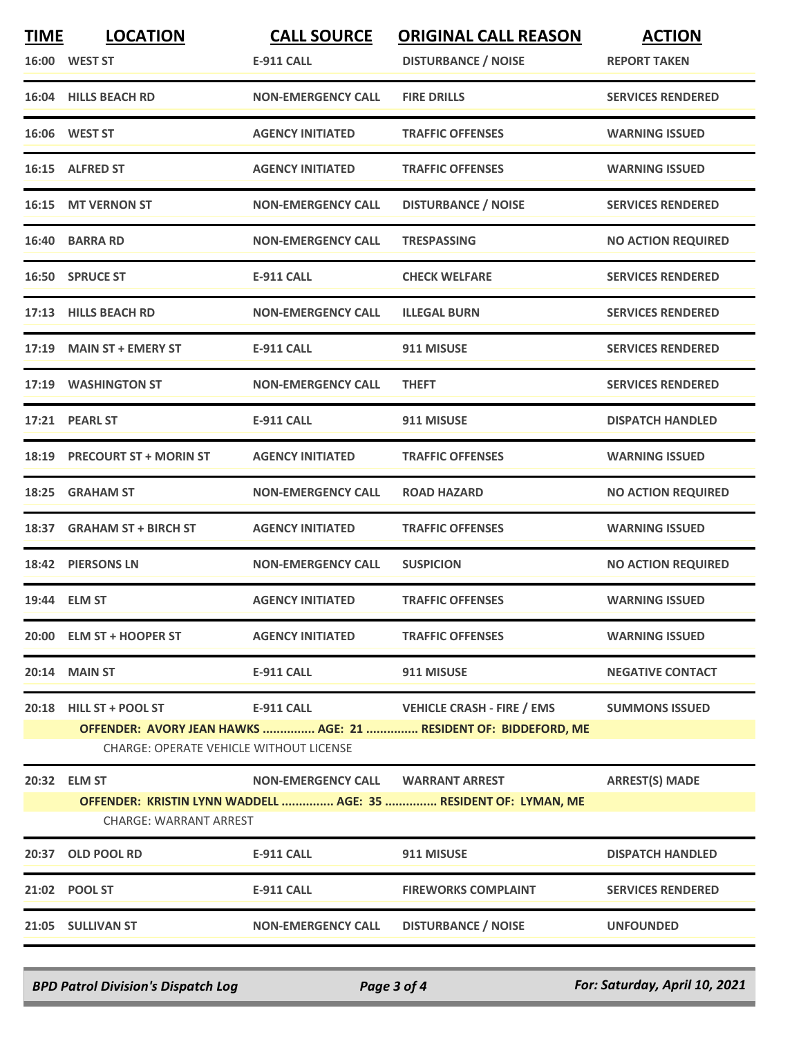| TIME | LOCATION | CALL SOURCE | ORIGINAL CALL REASON | ACTION |
|---|---|---|---|---|
| 16:00 | WEST ST | E-911 CALL | DISTURBANCE / NOISE | REPORT TAKEN |
| 16:04 | HILLS BEACH RD | NON-EMERGENCY CALL | FIRE DRILLS | SERVICES RENDERED |
| 16:06 | WEST ST | AGENCY INITIATED | TRAFFIC OFFENSES | WARNING ISSUED |
| 16:15 | ALFRED ST | AGENCY INITIATED | TRAFFIC OFFENSES | WARNING ISSUED |
| 16:15 | MT VERNON ST | NON-EMERGENCY CALL | DISTURBANCE / NOISE | SERVICES RENDERED |
| 16:40 | BARRA RD | NON-EMERGENCY CALL | TRESPASSING | NO ACTION REQUIRED |
| 16:50 | SPRUCE ST | E-911 CALL | CHECK WELFARE | SERVICES RENDERED |
| 17:13 | HILLS BEACH RD | NON-EMERGENCY CALL | ILLEGAL BURN | SERVICES RENDERED |
| 17:19 | MAIN ST + EMERY ST | E-911 CALL | 911 MISUSE | SERVICES RENDERED |
| 17:19 | WASHINGTON ST | NON-EMERGENCY CALL | THEFT | SERVICES RENDERED |
| 17:21 | PEARL ST | E-911 CALL | 911 MISUSE | DISPATCH HANDLED |
| 18:19 | PRECOURT ST + MORIN ST | AGENCY INITIATED | TRAFFIC OFFENSES | WARNING ISSUED |
| 18:25 | GRAHAM ST | NON-EMERGENCY CALL | ROAD HAZARD | NO ACTION REQUIRED |
| 18:37 | GRAHAM ST + BIRCH ST | AGENCY INITIATED | TRAFFIC OFFENSES | WARNING ISSUED |
| 18:42 | PIERSONS LN | NON-EMERGENCY CALL | SUSPICION | NO ACTION REQUIRED |
| 19:44 | ELM ST | AGENCY INITIATED | TRAFFIC OFFENSES | WARNING ISSUED |
| 20:00 | ELM ST + HOOPER ST | AGENCY INITIATED | TRAFFIC OFFENSES | WARNING ISSUED |
| 20:14 | MAIN ST | E-911 CALL | 911 MISUSE | NEGATIVE CONTACT |
| 20:18 | HILL ST + POOL ST | E-911 CALL | VEHICLE CRASH - FIRE / EMS | SUMMONS ISSUED |
| | OFFENDER: AVORY JEAN HAWKS ............... AGE: 21 ............... RESIDENT OF: BIDDEFORD, ME | | | |
| | CHARGE: OPERATE VEHICLE WITHOUT LICENSE | | | |
| 20:32 | ELM ST | NON-EMERGENCY CALL | WARRANT ARREST | ARREST(S) MADE |
| | OFFENDER: KRISTIN LYNN WADDELL ............... AGE: 35 ............... RESIDENT OF: LYMAN, ME | | | |
| | CHARGE: WARRANT ARREST | | | |
| 20:37 | OLD POOL RD | E-911 CALL | 911 MISUSE | DISPATCH HANDLED |
| 21:02 | POOL ST | E-911 CALL | FIREWORKS COMPLAINT | SERVICES RENDERED |
| 21:05 | SULLIVAN ST | NON-EMERGENCY CALL | DISTURBANCE / NOISE | UNFOUNDED |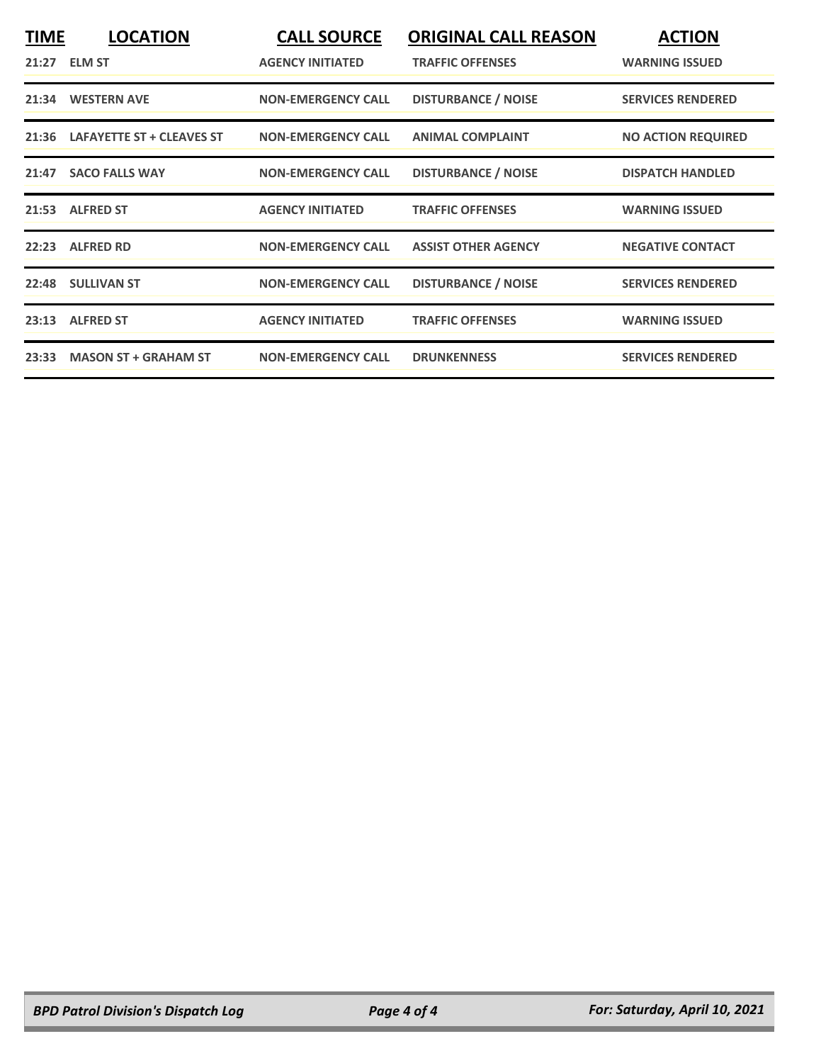| TIME | LOCATION | CALL SOURCE | ORIGINAL CALL REASON | ACTION |
|---|---|---|---|---|
| 21:27 | ELM ST | AGENCY INITIATED | TRAFFIC OFFENSES | WARNING ISSUED |
| 21:34 | WESTERN AVE | NON-EMERGENCY CALL | DISTURBANCE / NOISE | SERVICES RENDERED |
| 21:36 | LAFAYETTE ST + CLEAVES ST | NON-EMERGENCY CALL | ANIMAL COMPLAINT | NO ACTION REQUIRED |
| 21:47 | SACO FALLS WAY | NON-EMERGENCY CALL | DISTURBANCE / NOISE | DISPATCH HANDLED |
| 21:53 | ALFRED ST | AGENCY INITIATED | TRAFFIC OFFENSES | WARNING ISSUED |
| 22:23 | ALFRED RD | NON-EMERGENCY CALL | ASSIST OTHER AGENCY | NEGATIVE CONTACT |
| 22:48 | SULLIVAN ST | NON-EMERGENCY CALL | DISTURBANCE / NOISE | SERVICES RENDERED |
| 23:13 | ALFRED ST | AGENCY INITIATED | TRAFFIC OFFENSES | WARNING ISSUED |
| 23:33 | MASON ST + GRAHAM ST | NON-EMERGENCY CALL | DRUNKENNESS | SERVICES RENDERED |